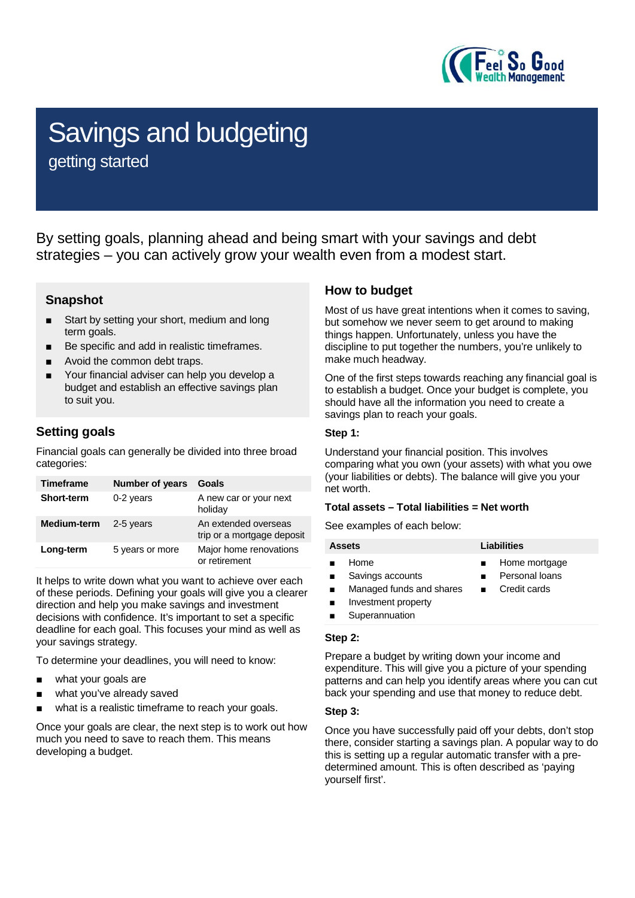# Savings and budgeting

getting started

By setting goals, planning ahead and being smart with your savings and debt strategies – you can actively grow your wealth even from a modest start.

## Snapshot

- Start by setting your short, medium and long term goals.
- Be specific and add in realistic timeframes.
- Avoid the common debt traps.
- Your financial adviser can help you develop a budget and establish an effective savings plan to suit you.

## Setting goals

Financial goals can generally be divided into three broad categories:

| Timeframe | Number of years | Goals |
|---|---|---|
| **Short-term** | 0-2 years | A new car or your next holiday |
| **Medium-term** | 2-5 years | An extended overseas trip or a mortgage deposit |
| **Long-term** | 5 years or more | Major home renovations or retirement |

It helps to write down what you want to achieve over each of these periods. Defining your goals will give you a clearer direction and help you make savings and investment decisions with confidence. It's important to set a specific deadline for each goal. This focuses your mind as well as your savings strategy.

To determine your deadlines, you will need to know:

- what your goals are
- what you've already saved
- what is a realistic timeframe to reach your goals.

Once your goals are clear, the next step is to work out how much you need to save to reach them. This means developing a budget.

## How to budget

Most of us have great intentions when it comes to saving, but somehow we never seem to get around to making things happen. Unfortunately, unless you have the discipline to put together the numbers, you're unlikely to make much headway.

One of the first steps towards reaching any financial goal is to establish a budget. Once your budget is complete, you should have all the information you need to create a savings plan to reach your goals.

### Step 1:

Understand your financial position. This involves comparing what you own (your assets) with what you owe (your liabilities or debts). The balance will give you your net worth.

**Total assets – Total liabilities = Net worth**

See examples of each below:

| Assets | Liabilities |
|---|---|
| Home | Home mortgage |
| Savings accounts | Personal loans |
| Managed funds and shares | Credit cards |
| Investment property | |
| Superannuation | |

### Step 2:

Prepare a budget by writing down your income and expenditure. This will give you a picture of your spending patterns and can help you identify areas where you can cut back your spending and use that money to reduce debt.

### Step 3:

Once you have successfully paid off your debts, don't stop there, consider starting a savings plan. A popular way to do this is setting up a regular automatic transfer with a pre-determined amount. This is often described as 'paying yourself first'.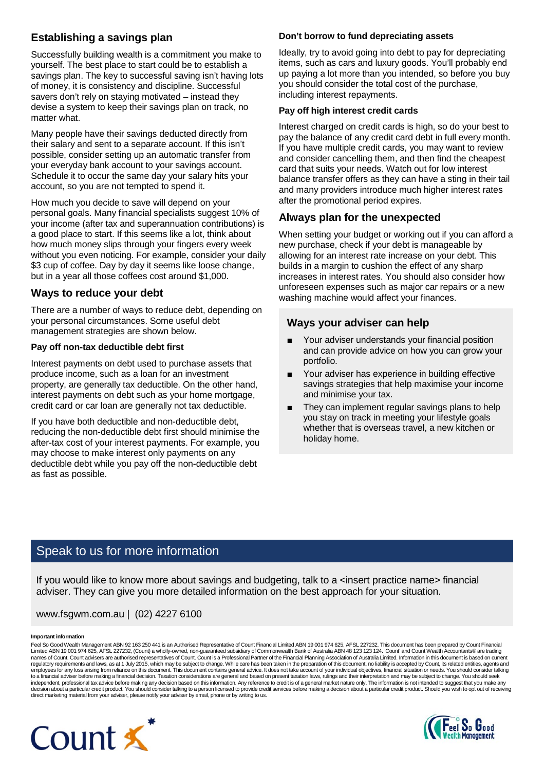## Establishing a savings plan

Successfully building wealth is a commitment you make to yourself. The best place to start could be to establish a savings plan. The key to successful saving isn't having lots of money, it is consistency and discipline. Successful savers don't rely on staying motivated – instead they devise a system to keep their savings plan on track, no matter what.

Many people have their savings deducted directly from their salary and sent to a separate account. If this isn't possible, consider setting up an automatic transfer from your everyday bank account to your savings account. Schedule it to occur the same day your salary hits your account, so you are not tempted to spend it.

How much you decide to save will depend on your personal goals. Many financial specialists suggest 10% of your income (after tax and superannuation contributions) is a good place to start. If this seems like a lot, think about how much money slips through your fingers every week without you even noticing. For example, consider your daily $3 cup of coffee. Day by day it seems like loose change, but in a year all those coffees cost around $1,000.

## Ways to reduce your debt

There are a number of ways to reduce debt, depending on your personal circumstances. Some useful debt management strategies are shown below.

### Pay off non-tax deductible debt first

Interest payments on debt used to purchase assets that produce income, such as a loan for an investment property, are generally tax deductible. On the other hand, interest payments on debt such as your home mortgage, credit card or car loan are generally not tax deductible.

If you have both deductible and non-deductible debt, reducing the non-deductible debt first should minimise the after-tax cost of your interest payments. For example, you may choose to make interest only payments on any deductible debt while you pay off the non-deductible debt as fast as possible.

### Don't borrow to fund depreciating assets

Ideally, try to avoid going into debt to pay for depreciating items, such as cars and luxury goods. You'll probably end up paying a lot more than you intended, so before you buy you should consider the total cost of the purchase, including interest repayments.

### Pay off high interest credit cards

Interest charged on credit cards is high, so do your best to pay the balance of any credit card debt in full every month. If you have multiple credit cards, you may want to review and consider cancelling them, and then find the cheapest card that suits your needs. Watch out for low interest balance transfer offers as they can have a sting in their tail and many providers introduce much higher interest rates after the promotional period expires.

## Always plan for the unexpected

When setting your budget or working out if you can afford a new purchase, check if your debt is manageable by allowing for an interest rate increase on your debt. This builds in a margin to cushion the effect of any sharp increases in interest rates. You should also consider how unforeseen expenses such as major car repairs or a new washing machine would affect your finances.

## Ways your adviser can help

- Your adviser understands your financial position and can provide advice on how you can grow your portfolio.
- Your adviser has experience in building effective savings strategies that help maximise your income and minimise your tax.
- They can implement regular savings plans to help you stay on track in meeting your lifestyle goals whether that is overseas travel, a new kitchen or holiday home.

## Speak to us for more information

If you would like to know more about savings and budgeting, talk to a <insert practice name> financial adviser. They can give you more detailed information on the best approach for your situation.

www.fsgwm.com.au | (02) 4227 6100

**Important information**

Feel So Good Wealth Management ABN 92 163 250 441 is an Authorised Representative of Count Financial Limited ABN 19 001 974 625, AFSL 227232. This document has been prepared by Count Financial Limited ABN 19 001 974 625, AFSL 227232, (Count) a wholly-owned, non-guaranteed subsidiary of Commonwealth Bank of Australia ABN 48 123 123 124. 'Count' and Count Wealth Accountants® are trading names of Count. Count advisers are authorised representatives of Count. Count is a Professional Partner of the Financial Planning Association of Australia Limited. Information in this document is based on current regulatory requirements and laws, as at 1 July 2015, which may be subject to change. While care has been taken in the preparation of this document, no liability is accepted by Count, its related entities, agents and employees for any loss arising from reliance on this document. This document contains general advice. It does not take account of your individual objectives, financial situation or needs. You should consider talking to a financial adviser before making a financial decision. Taxation considerations are general and based on present taxation laws, rulings and their interpretation and may be subject to change. You should seek independent, professional tax advice before making any decision based on this information. Any reference to credit is of a general market nature only. The information is not intended to suggest that you make any decision about a particular credit product. You should consider talking to a person licensed to provide credit services before making a decision about a particular credit product. Should you wish to opt out of receiving direct marketing material from your adviser, please notify your adviser by email, phone or by writing to us.

Count

Feel So Good Wealth Management